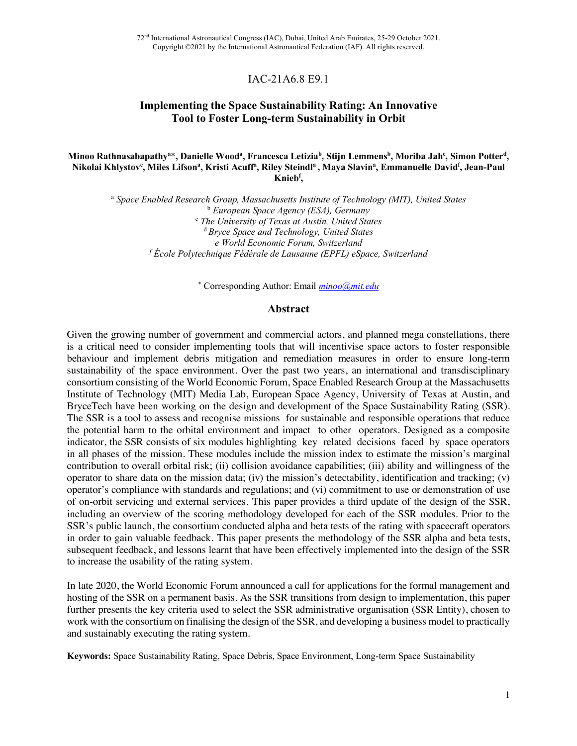72nd International Astronautical Congress (IAC), Dubai, United Arab Emirates, 25-29 October 2021.
Copyright ©2021 by the International Astronautical Federation (IAF). All rights reserved.

IAC-21A6.8 E9.1

# Implementing the Space Sustainability Rating: An Innovative Tool to Foster Long-term Sustainability in Orbit

**Minoo Rathnasabapathy[a]\*, Danielle Wood[a], Francesca Letizia[b], Stijn Lemmens[b], Moriba Jah[c], Simon Potter[d], Nikolai Khlystov[e], Miles Lifson[a], Kristi Acuff[a], Riley Steindl[a], Maya Slavin[a], Emmanuelle David[f], Jean-Paul Kneib[f],**

[a] *Space Enabled Research Group, Massachusetts Institute of Technology (MIT), United States*
[b] *European Space Agency (ESA), Germany*
[c] *The University of Texas at Austin, United States*
[d] *Bryce Space and Technology, United States*
*e World Economic Forum, Switzerland*
[f] *École Polytechnique Fédérale de Lausanne (EPFL) eSpace, Switzerland*

\* Corresponding Author: Email *minoo@mit.edu*

## Abstract

Given the growing number of government and commercial actors, and planned mega constellations, there is a critical need to consider implementing tools that will incentivise space actors to foster responsible behaviour and implement debris mitigation and remediation measures in order to ensure long-term sustainability of the space environment. Over the past two years, an international and transdisciplinary consortium consisting of the World Economic Forum, Space Enabled Research Group at the Massachusetts Institute of Technology (MIT) Media Lab, European Space Agency, University of Texas at Austin, and BryceTech have been working on the design and development of the Space Sustainability Rating (SSR). The SSR is a tool to assess and recognise missions for sustainable and responsible operations that reduce the potential harm to the orbital environment and impact to other operators. Designed as a composite indicator, the SSR consists of six modules highlighting key related decisions faced by space operators in all phases of the mission. These modules include the mission index to estimate the mission's marginal contribution to overall orbital risk; (ii) collision avoidance capabilities; (iii) ability and willingness of the operator to share data on the mission data; (iv) the mission's detectability, identification and tracking; (v) operator's compliance with standards and regulations; and (vi) commitment to use or demonstration of use of on-orbit servicing and external services. This paper provides a third update of the design of the SSR, including an overview of the scoring methodology developed for each of the SSR modules. Prior to the SSR's public launch, the consortium conducted alpha and beta tests of the rating with spacecraft operators in order to gain valuable feedback. This paper presents the methodology of the SSR alpha and beta tests, subsequent feedback, and lessons learnt that have been effectively implemented into the design of the SSR to increase the usability of the rating system.

In late 2020, the World Economic Forum announced a call for applications for the formal management and hosting of the SSR on a permanent basis. As the SSR transitions from design to implementation, this paper further presents the key criteria used to select the SSR administrative organisation (SSR Entity), chosen to work with the consortium on finalising the design of the SSR, and developing a business model to practically and sustainably executing the rating system.

**Keywords:** Space Sustainability Rating, Space Debris, Space Environment, Long-term Space Sustainability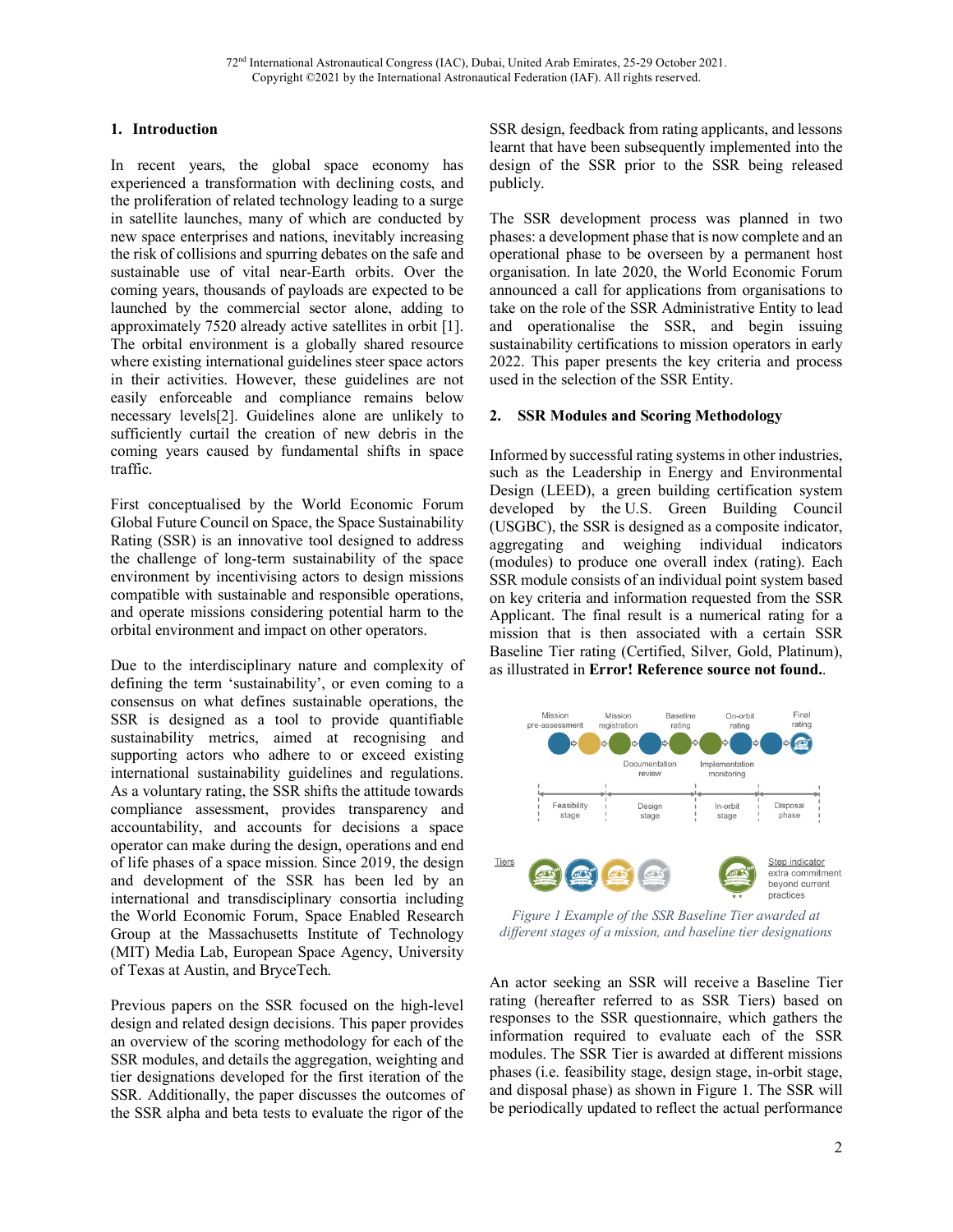## 1. Introduction

In recent years, the global space economy has experienced a transformation with declining costs, and the proliferation of related technology leading to a surge in satellite launches, many of which are conducted by new space enterprises and nations, inevitably increasing the risk of collisions and spurring debates on the safe and sustainable use of vital near-Earth orbits. Over the coming years, thousands of payloads are expected to be launched by the commercial sector alone, adding to approximately 7520 already active satellites in orbit [1]. The orbital environment is a globally shared resource where existing international guidelines steer space actors in their activities. However, these guidelines are not easily enforceable and compliance remains below necessary levels[2]. Guidelines alone are unlikely to sufficiently curtail the creation of new debris in the coming years caused by fundamental shifts in space traffic.

First conceptualised by the World Economic Forum Global Future Council on Space, the Space Sustainability Rating (SSR) is an innovative tool designed to address the challenge of long-term sustainability of the space environment by incentivising actors to design missions compatible with sustainable and responsible operations, and operate missions considering potential harm to the orbital environment and impact on other operators.

Due to the interdisciplinary nature and complexity of defining the term 'sustainability', or even coming to a consensus on what defines sustainable operations, the SSR is designed as a tool to provide quantifiable sustainability metrics, aimed at recognising and supporting actors who adhere to or exceed existing international sustainability guidelines and regulations. As a voluntary rating, the SSR shifts the attitude towards compliance assessment, provides transparency and accountability, and accounts for decisions a space operator can make during the design, operations and end of life phases of a space mission. Since 2019, the design and development of the SSR has been led by an international and transdisciplinary consortia including the World Economic Forum, Space Enabled Research Group at the Massachusetts Institute of Technology (MIT) Media Lab, European Space Agency, University of Texas at Austin, and BryceTech.

Previous papers on the SSR focused on the high-level design and related design decisions. This paper provides an overview of the scoring methodology for each of the SSR modules, and details the aggregation, weighting and tier designations developed for the first iteration of the SSR. Additionally, the paper discusses the outcomes of the SSR alpha and beta tests to evaluate the rigor of the SSR design, feedback from rating applicants, and lessons learnt that have been subsequently implemented into the design of the SSR prior to the SSR being released publicly.

The SSR development process was planned in two phases: a development phase that is now complete and an operational phase to be overseen by a permanent host organisation. In late 2020, the World Economic Forum announced a call for applications from organisations to take on the role of the SSR Administrative Entity to lead and operationalise the SSR, and begin issuing sustainability certifications to mission operators in early 2022. This paper presents the key criteria and process used in the selection of the SSR Entity.

## 2. SSR Modules and Scoring Methodology

Informed by successful rating systems in other industries, such as the Leadership in Energy and Environmental Design (LEED), a green building certification system developed by the U.S. Green Building Council (USGBC), the SSR is designed as a composite indicator, aggregating and weighing individual indicators (modules) to produce one overall index (rating). Each SSR module consists of an individual point system based on key criteria and information requested from the SSR Applicant. The final result is a numerical rating for a mission that is then associated with a certain SSR Baseline Tier rating (Certified, Silver, Gold, Platinum), as illustrated in **Error! Reference source not found.**.

*Figure 1 Example of the SSR Baseline Tier awarded at different stages of a mission, and baseline tier designations*

An actor seeking an SSR will receive a Baseline Tier rating (hereafter referred to as SSR Tiers) based on responses to the SSR questionnaire, which gathers the information required to evaluate each of the SSR modules. The SSR Tier is awarded at different missions phases (i.e. feasibility stage, design stage, in-orbit stage, and disposal phase) as shown in Figure 1. The SSR will be periodically updated to reflect the actual performance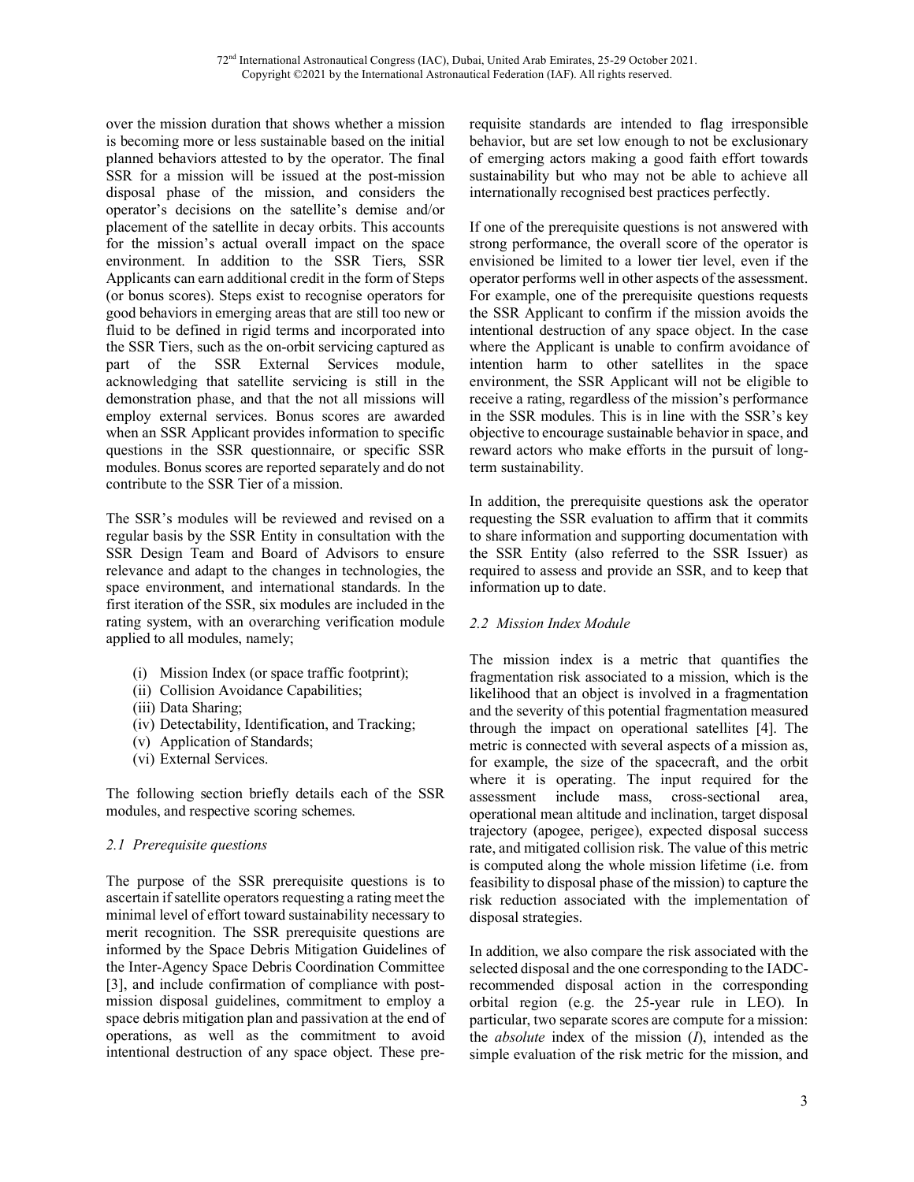over the mission duration that shows whether a mission is becoming more or less sustainable based on the initial planned behaviors attested to by the operator. The final SSR for a mission will be issued at the post-mission disposal phase of the mission, and considers the operator's decisions on the satellite's demise and/or placement of the satellite in decay orbits. This accounts for the mission's actual overall impact on the space environment. In addition to the SSR Tiers, SSR Applicants can earn additional credit in the form of Steps (or bonus scores). Steps exist to recognise operators for good behaviors in emerging areas that are still too new or fluid to be defined in rigid terms and incorporated into the SSR Tiers, such as the on-orbit servicing captured as part of the SSR External Services module, acknowledging that satellite servicing is still in the demonstration phase, and that the not all missions will employ external services. Bonus scores are awarded when an SSR Applicant provides information to specific questions in the SSR questionnaire, or specific SSR modules. Bonus scores are reported separately and do not contribute to the SSR Tier of a mission.

The SSR's modules will be reviewed and revised on a regular basis by the SSR Entity in consultation with the SSR Design Team and Board of Advisors to ensure relevance and adapt to the changes in technologies, the space environment, and international standards. In the first iteration of the SSR, six modules are included in the rating system, with an overarching verification module applied to all modules, namely;

(i) Mission Index (or space traffic footprint);
(ii) Collision Avoidance Capabilities;
(iii) Data Sharing;
(iv) Detectability, Identification, and Tracking;
(v) Application of Standards;
(vi) External Services.

The following section briefly details each of the SSR modules, and respective scoring schemes.

### *2.1 Prerequisite questions*

The purpose of the SSR prerequisite questions is to ascertain if satellite operators requesting a rating meet the minimal level of effort toward sustainability necessary to merit recognition. The SSR prerequisite questions are informed by the Space Debris Mitigation Guidelines of the Inter-Agency Space Debris Coordination Committee [3], and include confirmation of compliance with post-mission disposal guidelines, commitment to employ a space debris mitigation plan and passivation at the end of operations, as well as the commitment to avoid intentional destruction of any space object. These pre-requisite standards are intended to flag irresponsible behavior, but are set low enough to not be exclusionary of emerging actors making a good faith effort towards sustainability but who may not be able to achieve all internationally recognised best practices perfectly.

If one of the prerequisite questions is not answered with strong performance, the overall score of the operator is envisioned be limited to a lower tier level, even if the operator performs well in other aspects of the assessment. For example, one of the prerequisite questions requests the SSR Applicant to confirm if the mission avoids the intentional destruction of any space object. In the case where the Applicant is unable to confirm avoidance of intention harm to other satellites in the space environment, the SSR Applicant will not be eligible to receive a rating, regardless of the mission's performance in the SSR modules. This is in line with the SSR's key objective to encourage sustainable behavior in space, and reward actors who make efforts in the pursuit of long-term sustainability.

In addition, the prerequisite questions ask the operator requesting the SSR evaluation to affirm that it commits to share information and supporting documentation with the SSR Entity (also referred to the SSR Issuer) as required to assess and provide an SSR, and to keep that information up to date.

### *2.2 Mission Index Module*

The mission index is a metric that quantifies the fragmentation risk associated to a mission, which is the likelihood that an object is involved in a fragmentation and the severity of this potential fragmentation measured through the impact on operational satellites [4]. The metric is connected with several aspects of a mission as, for example, the size of the spacecraft, and the orbit where it is operating. The input required for the assessment include mass, cross-sectional area, operational mean altitude and inclination, target disposal trajectory (apogee, perigee), expected disposal success rate, and mitigated collision risk. The value of this metric is computed along the whole mission lifetime (i.e. from feasibility to disposal phase of the mission) to capture the risk reduction associated with the implementation of disposal strategies.

In addition, we also compare the risk associated with the selected disposal and the one corresponding to the IADC-recommended disposal action in the corresponding orbital region (e.g. the 25-year rule in LEO). In particular, two separate scores are compute for a mission: the *absolute* index of the mission ($I$), intended as the simple evaluation of the risk metric for the mission, and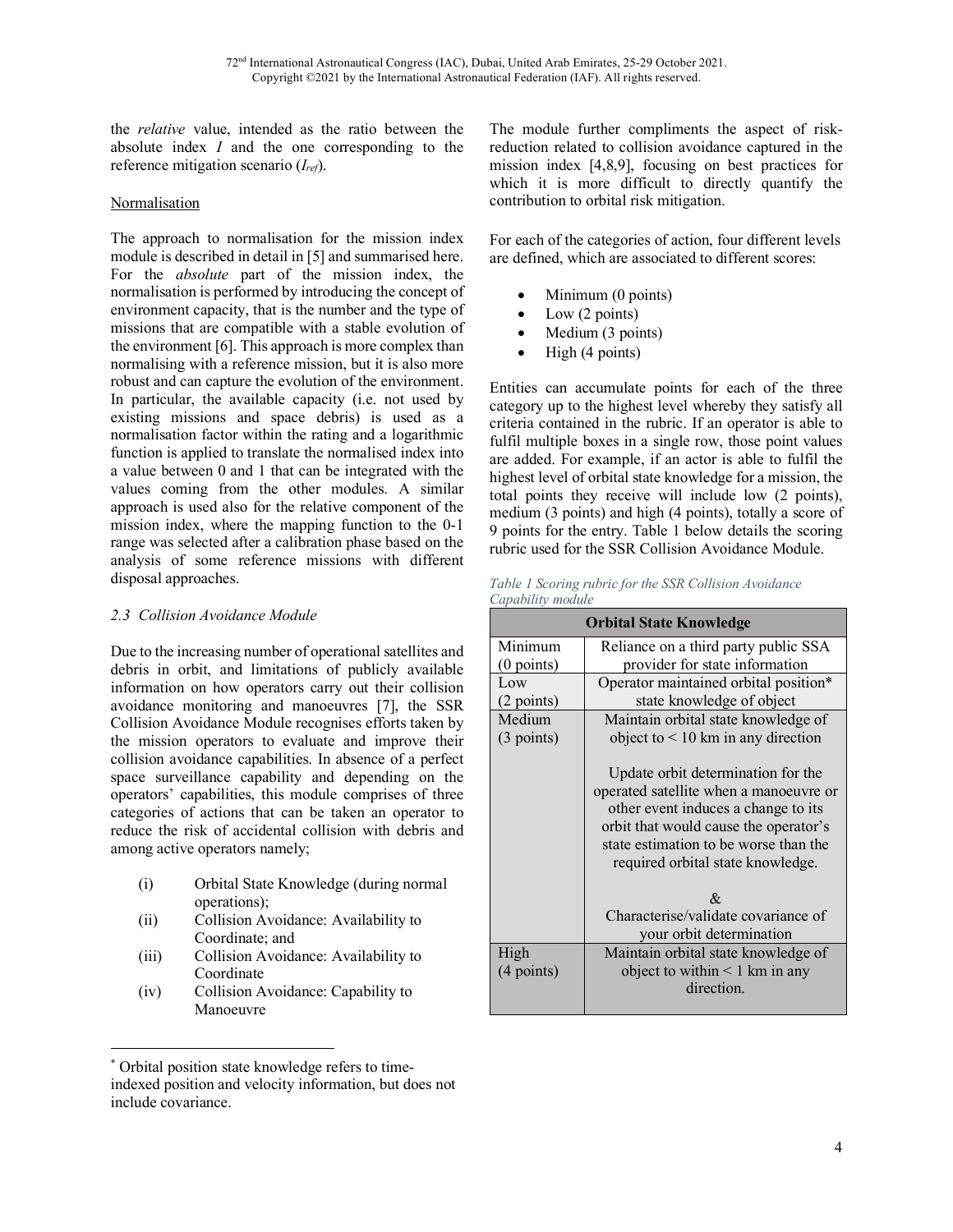the *relative* value, intended as the ratio between the absolute index $I$ and the one corresponding to the reference mitigation scenario ($I_{ref}$).

Normalisation

The approach to normalisation for the mission index module is described in detail in [5] and summarised here. For the *absolute* part of the mission index, the normalisation is performed by introducing the concept of environment capacity, that is the number and the type of missions that are compatible with a stable evolution of the environment [6]. This approach is more complex than normalising with a reference mission, but it is also more robust and can capture the evolution of the environment. In particular, the available capacity (i.e. not used by existing missions and space debris) is used as a normalisation factor within the rating and a logarithmic function is applied to translate the normalised index into a value between 0 and 1 that can be integrated with the values coming from the other modules. A similar approach is used also for the relative component of the mission index, where the mapping function to the 0-1 range was selected after a calibration phase based on the analysis of some reference missions with different disposal approaches.

### *2.3 Collision Avoidance Module*

Due to the increasing number of operational satellites and debris in orbit, and limitations of publicly available information on how operators carry out their collision avoidance monitoring and manoeuvres [7], the SSR Collision Avoidance Module recognises efforts taken by the mission operators to evaluate and improve their collision avoidance capabilities. In absence of a perfect space surveillance capability and depending on the operators' capabilities, this module comprises of three categories of actions that can be taken an operator to reduce the risk of accidental collision with debris and among active operators namely;

(i) Orbital State Knowledge (during normal operations);
(ii) Collision Avoidance: Availability to Coordinate; and
(iii) Collision Avoidance: Availability to Coordinate
(iv) Collision Avoidance: Capability to Manoeuvre

The module further compliments the aspect of risk-reduction related to collision avoidance captured in the mission index [4,8,9], focusing on best practices for which it is more difficult to directly quantify the contribution to orbital risk mitigation.

For each of the categories of action, four different levels are defined, which are associated to different scores:

- Minimum (0 points)
- Low (2 points)
- Medium (3 points)
- High (4 points)

Entities can accumulate points for each of the three category up to the highest level whereby they satisfy all criteria contained in the rubric. If an operator is able to fulfil multiple boxes in a single row, those point values are added. For example, if an actor is able to fulfil the highest level of orbital state knowledge for a mission, the total points they receive will include low (2 points), medium (3 points) and high (4 points), totally a score of 9 points for the entry. Table 1 below details the scoring rubric used for the SSR Collision Avoidance Module.

*Table 1 Scoring rubric for the SSR Collision Avoidance Capability module*

| Orbital State Knowledge | |
|---|---|
| Minimum (0 points) | Reliance on a third party public SSA provider for state information |
| Low (2 points) | Operator maintained orbital position* state knowledge of object |
| Medium (3 points) | Maintain orbital state knowledge of object to < 10 km in any direction<br><br>Update orbit determination for the operated satellite when a manoeuvre or other event induces a change to its orbit that would cause the operator's state estimation to be worse than the required orbital state knowledge.<br><br>&<br>Characterise/validate covariance of your orbit determination |
| High (4 points) | Maintain orbital state knowledge of object to within < 1 km in any direction. |

* Orbital position state knowledge refers to time-indexed position and velocity information, but does not include covariance.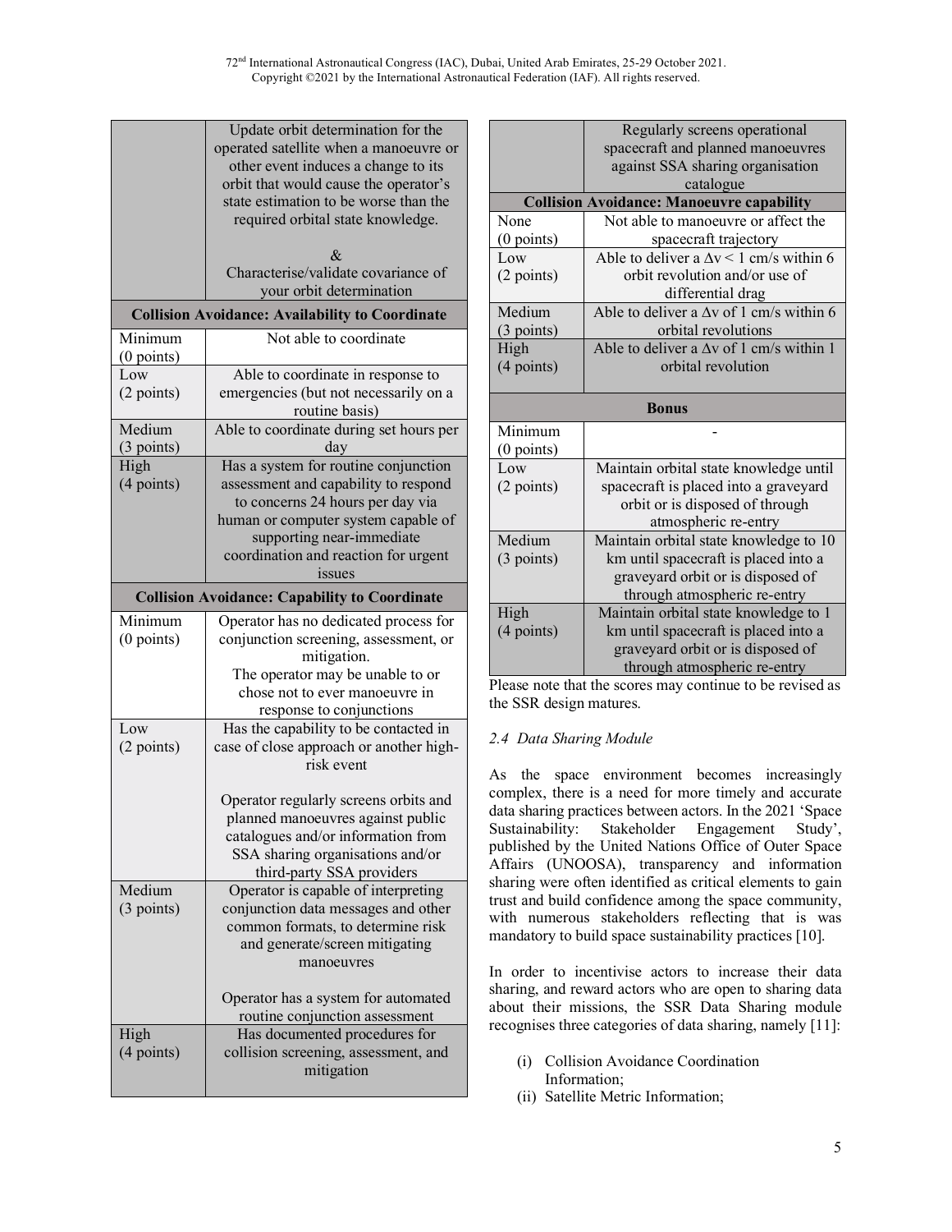| | Update orbit determination for the operated satellite when a manoeuvre or other event induces a change to its orbit that would cause the operator's state estimation to be worse than the required orbital state knowledge. & Characterise/validate covariance of your orbit determination |
|---|---|
| **Collision Avoidance: Availability to Coordinate** | |
| Minimum (0 points) | Not able to coordinate |
| Low (2 points) | Able to coordinate in response to emergencies (but not necessarily on a routine basis) |
| Medium (3 points) | Able to coordinate during set hours per day |
| High (4 points) | Has a system for routine conjunction assessment and capability to respond to concerns 24 hours per day via human or computer system capable of supporting near-immediate coordination and reaction for urgent issues |
| **Collision Avoidance: Capability to Coordinate** | |
| Minimum (0 points) | Operator has no dedicated process for conjunction screening, assessment, or mitigation. The operator may be unable to or chose not to ever manoeuvre in response to conjunctions |
| Low (2 points) | Has the capability to be contacted in case of close approach or another high-risk event. Operator regularly screens orbits and planned manoeuvres against public catalogues and/or information from SSA sharing organisations and/or third-party SSA providers |
| Medium (3 points) | Operator is capable of interpreting conjunction data messages and other common formats, to determine risk and generate/screen mitigating manoeuvres. Operator has a system for automated routine conjunction assessment |
| High (4 points) | Has documented procedures for collision screening, assessment, and mitigation. Regularly screens operational spacecraft and planned manoeuvres against SSA sharing organisation catalogue |
| **Collision Avoidance: Manoeuvre capability** | |
| None (0 points) | Not able to manoeuvre or affect the spacecraft trajectory |
| Low (2 points) | Able to deliver a $\Delta v < 1$ cm/s within 6 orbit revolution and/or use of differential drag |
| Medium (3 points) | Able to deliver a $\Delta v$ of 1 cm/s within 6 orbital revolutions |
| High (4 points) | Able to deliver a $\Delta v$ of 1 cm/s within 1 orbital revolution |
| **Bonus** | |
| Minimum (0 points) | - |
| Low (2 points) | Maintain orbital state knowledge until spacecraft is placed into a graveyard orbit or is disposed of through atmospheric re-entry |
| Medium (3 points) | Maintain orbital state knowledge to 10 km until spacecraft is placed into a graveyard orbit or is disposed of through atmospheric re-entry |
| High (4 points) | Maintain orbital state knowledge to 1 km until spacecraft is placed into a graveyard orbit or is disposed of through atmospheric re-entry |

Please note that the scores may continue to be revised as the SSR design matures.

### *2.4 Data Sharing Module*

As the space environment becomes increasingly complex, there is a need for more timely and accurate data sharing practices between actors. In the 2021 'Space Sustainability: Stakeholder Engagement Study', published by the United Nations Office of Outer Space Affairs (UNOOSA), transparency and information sharing were often identified as critical elements to gain trust and build confidence among the space community, with numerous stakeholders reflecting that is was mandatory to build space sustainability practices [10].

In order to incentivise actors to increase their data sharing, and reward actors who are open to sharing data about their missions, the SSR Data Sharing module recognises three categories of data sharing, namely [11]:

(i) Collision Avoidance Coordination Information;
(ii) Satellite Metric Information;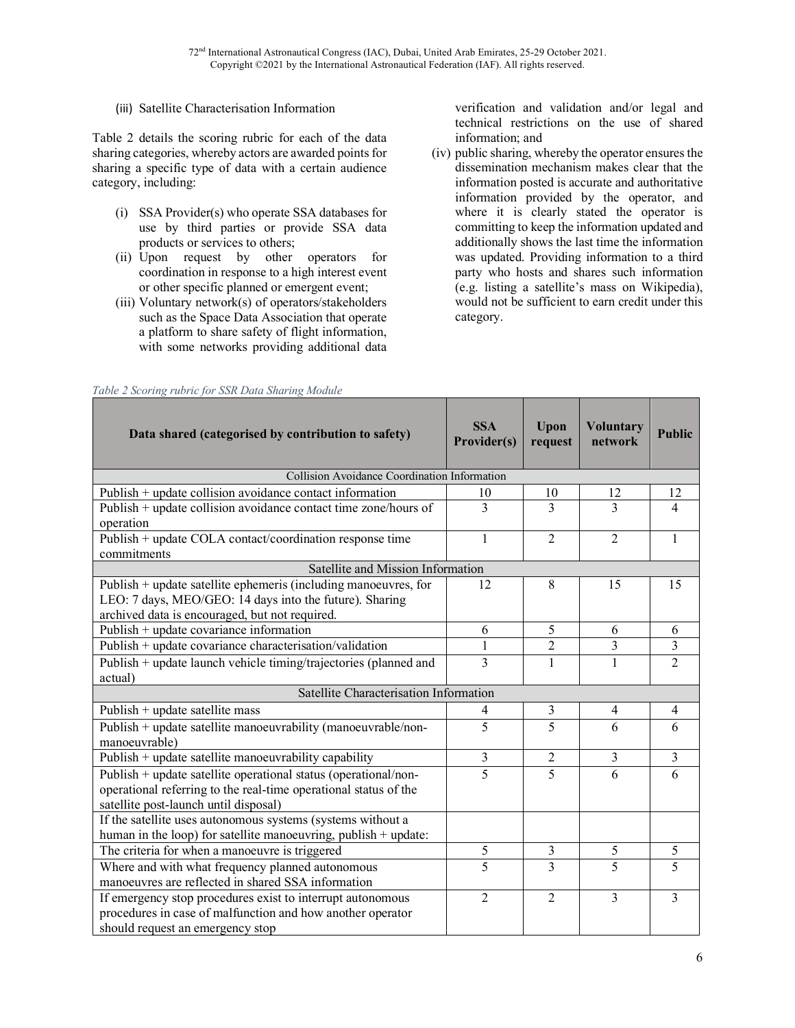(iii) Satellite Characterisation Information

Table 2 details the scoring rubric for each of the data sharing categories, whereby actors are awarded points for sharing a specific type of data with a certain audience category, including:

(i) SSA Provider(s) who operate SSA databases for use by third parties or provide SSA data products or services to others;
(ii) Upon request by other operators for coordination in response to a high interest event or other specific planned or emergent event;
(iii) Voluntary network(s) of operators/stakeholders such as the Space Data Association that operate a platform to share safety of flight information, with some networks providing additional data verification and validation and/or legal and technical restrictions on the use of shared information; and
(iv) public sharing, whereby the operator ensures the dissemination mechanism makes clear that the information posted is accurate and authoritative information provided by the operator, and where it is clearly stated the operator is committing to keep the information updated and additionally shows the last time the information was updated. Providing information to a third party who hosts and shares such information (e.g. listing a satellite's mass on Wikipedia), would not be sufficient to earn credit under this category.

*Table 2 Scoring rubric for SSR Data Sharing Module*

| Data shared (categorised by contribution to safety) | SSA Provider(s) | Upon request | Voluntary network | Public |
|---|---|---|---|---|
| Collision Avoidance Coordination Information | | | | |
| Publish + update collision avoidance contact information | 10 | 10 | 12 | 12 |
| Publish + update collision avoidance contact time zone/hours of operation | 3 | 3 | 3 | 4 |
| Publish + update COLA contact/coordination response time commitments | 1 | 2 | 2 | 1 |
| Satellite and Mission Information | | | | |
| Publish + update satellite ephemeris (including manoeuvres, for LEO: 7 days, MEO/GEO: 14 days into the future). Sharing archived data is encouraged, but not required. | 12 | 8 | 15 | 15 |
| Publish + update covariance information | 6 | 5 | 6 | 6 |
| Publish + update covariance characterisation/validation | 1 | 2 | 3 | 3 |
| Publish + update launch vehicle timing/trajectories (planned and actual) | 3 | 1 | 1 | 2 |
| Satellite Characterisation Information | | | | |
| Publish + update satellite mass | 4 | 3 | 4 | 4 |
| Publish + update satellite manoeuvrability (manoeuvrable/non-manoeuvrable) | 5 | 5 | 6 | 6 |
| Publish + update satellite manoeuvrability capability | 3 | 2 | 3 | 3 |
| Publish + update satellite operational status (operational/non-operational referring to the real-time operational status of the satellite post-launch until disposal) | 5 | 5 | 6 | 6 |
| If the satellite uses autonomous systems (systems without a human in the loop) for satellite manoeuvring, publish + update: | | | | |
| The criteria for when a manoeuvre is triggered | 5 | 3 | 5 | 5 |
| Where and with what frequency planned autonomous manoeuvres are reflected in shared SSA information | 5 | 3 | 5 | 5 |
| If emergency stop procedures exist to interrupt autonomous procedures in case of malfunction and how another operator should request an emergency stop | 2 | 2 | 3 | 3 |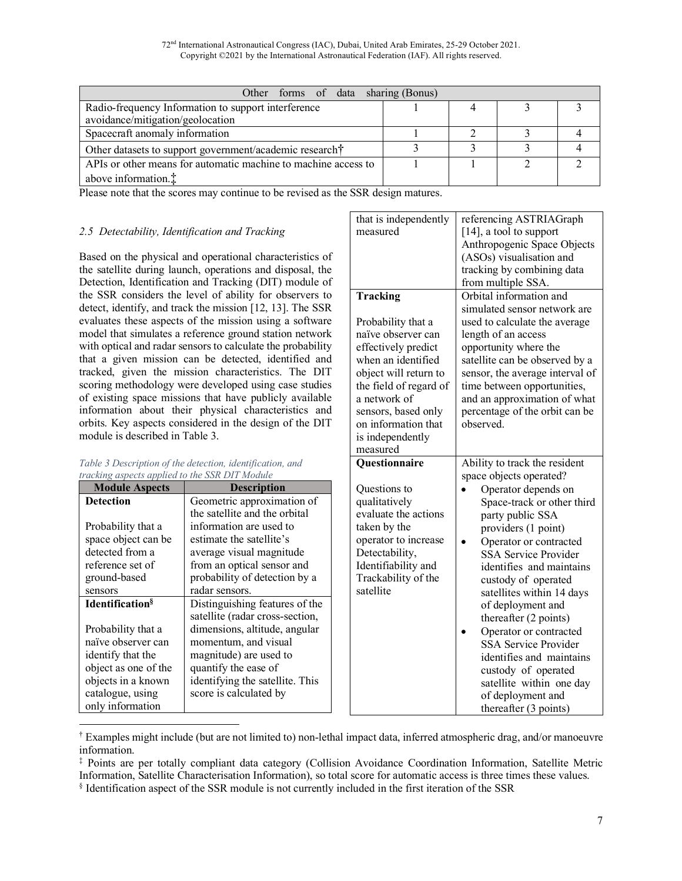| Other forms of data sharing (Bonus) | | | | |
|---|---|---|---|---|
| Radio-frequency Information to support interference avoidance/mitigation/geolocation | 1 | 4 | 3 | 3 |
| Spacecraft anomaly information | 1 | 2 | 3 | 4 |
| Other datasets to support government/academic research† | 3 | 3 | 3 | 4 |
| APIs or other means for automatic machine to machine access to above information.‡ | 1 | 1 | 2 | 2 |

Please note that the scores may continue to be revised as the SSR design matures.

### *2.5 Detectability, Identification and Tracking*

Based on the physical and operational characteristics of the satellite during launch, operations and disposal, the Detection, Identification and Tracking (DIT) module of the SSR considers the level of ability for observers to detect, identify, and track the mission [12, 13]. The SSR evaluates these aspects of the mission using a software model that simulates a reference ground station network with optical and radar sensors to calculate the probability that a given mission can be detected, identified and tracked, given the mission characteristics. The DIT scoring methodology were developed using case studies of existing space missions that have publicly available information about their physical characteristics and orbits. Key aspects considered in the design of the DIT module is described in Table 3.

*Table 3 Description of the detection, identification, and tracking aspects applied to the SSR DIT Module*

| Module Aspects | Description |
|---|---|
| **Detection**<br><br>Probability that a space object can be detected from a reference set of ground-based sensors | Geometric approximation of the satellite and the orbital information are used to estimate the satellite's average visual magnitude from an optical sensor and probability of detection by a radar sensors. |
| **Identification§**<br><br>Probability that a naïve observer can identify that the object as one of the objects in a known catalogue, using only information that is independently measured | Distinguishing features of the satellite (radar cross-section, dimensions, altitude, angular momentum, and visual magnitude) are used to quantify the ease of identifying the satellite. This score is calculated by referencing ASTRIAGraph [14], a tool to support Anthropogenic Space Objects (ASOs) visualisation and tracking by combining data from multiple SSA. |
| **Tracking**<br><br>Probability that a naïve observer can effectively predict when an identified object will return to the field of regard of a network of sensors, based only on information that is independently measured | Orbital information and simulated sensor network are used to calculate the average length of an access opportunity where the satellite can be observed by a sensor, the average interval of time between opportunities, and an approximation of what percentage of the orbit can be observed. |
| **Questionnaire**<br><br>Questions to qualitatively evaluate the actions taken by the operator to increase Detectability, Identifiability and Trackability of the satellite | Ability to track the resident space objects operated?<br>• Operator depends on Space-track or other third party public SSA providers (1 point)<br>• Operator or contracted SSA Service Provider identifies and maintains custody of operated satellites within 14 days of deployment and thereafter (2 points)<br>• Operator or contracted SSA Service Provider identifies and maintains custody of operated satellite within one day of deployment and thereafter (3 points) |

---

† Examples might include (but are not limited to) non-lethal impact data, inferred atmospheric drag, and/or manoeuvre information.

‡ Points are per totally compliant data category (Collision Avoidance Coordination Information, Satellite Metric Information, Satellite Characterisation Information), so total score for automatic access is three times these values.

§ Identification aspect of the SSR module is not currently included in the first iteration of the SSR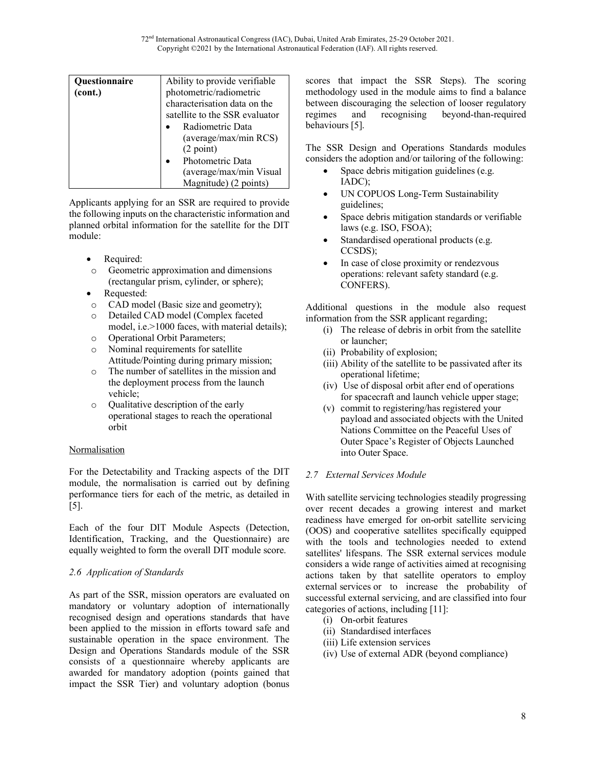| Questionnaire (cont.) | Ability to provide verifiable photometric/radiometric characterisation data on the satellite to the SSR evaluator <br>• Radiometric Data (average/max/min RCS) (2 point) <br>• Photometric Data (average/max/min Visual Magnitude) (2 points) |
|---|---|

Applicants applying for an SSR are required to provide the following inputs on the characteristic information and planned orbital information for the satellite for the DIT module:

- Required:
  - Geometric approximation and dimensions (rectangular prism, cylinder, or sphere);
- Requested:
  - CAD model (Basic size and geometry);
  - Detailed CAD model (Complex faceted model, i.e.>1000 faces, with material details);
  - Operational Orbit Parameters;
  - Nominal requirements for satellite Attitude/Pointing during primary mission;
  - The number of satellites in the mission and the deployment process from the launch vehicle;
  - Qualitative description of the early operational stages to reach the operational orbit

Normalisation

For the Detectability and Tracking aspects of the DIT module, the normalisation is carried out by defining performance tiers for each of the metric, as detailed in [5].

Each of the four DIT Module Aspects (Detection, Identification, Tracking, and the Questionnaire) are equally weighted to form the overall DIT module score.

### *2.6 Application of Standards*

As part of the SSR, mission operators are evaluated on mandatory or voluntary adoption of internationally recognised design and operations standards that have been applied to the mission in efforts toward safe and sustainable operation in the space environment. The Design and Operations Standards module of the SSR consists of a questionnaire whereby applicants are awarded for mandatory adoption (points gained that impact the SSR Tier) and voluntary adoption (bonus scores that impact the SSR Steps). The scoring methodology used in the module aims to find a balance between discouraging the selection of looser regulatory regimes and recognising beyond-than-required behaviours [5].

The SSR Design and Operations Standards modules considers the adoption and/or tailoring of the following:

- Space debris mitigation guidelines (e.g. IADC);
- UN COPUOS Long-Term Sustainability guidelines;
- Space debris mitigation standards or verifiable laws (e.g. ISO, FSOA);
- Standardised operational products (e.g. CCSDS);
- In case of close proximity or rendezvous operations: relevant safety standard (e.g. CONFERS).

Additional questions in the module also request information from the SSR applicant regarding;

(i) The release of debris in orbit from the satellite or launcher;
(ii) Probability of explosion;
(iii) Ability of the satellite to be passivated after its operational lifetime;
(iv) Use of disposal orbit after end of operations for spacecraft and launch vehicle upper stage;
(v) commit to registering/has registered your payload and associated objects with the United Nations Committee on the Peaceful Uses of Outer Space's Register of Objects Launched into Outer Space.

### *2.7 External Services Module*

With satellite servicing technologies steadily progressing over recent decades a growing interest and market readiness have emerged for on-orbit satellite servicing (OOS) and cooperative satellites specifically equipped with the tools and technologies needed to extend satellites' lifespans. The SSR external services module considers a wide range of activities aimed at recognising actions taken by that satellite operators to employ external services or to increase the probability of successful external servicing, and are classified into four categories of actions, including [11]:

(i) On-orbit features
(ii) Standardised interfaces
(iii) Life extension services
(iv) Use of external ADR (beyond compliance)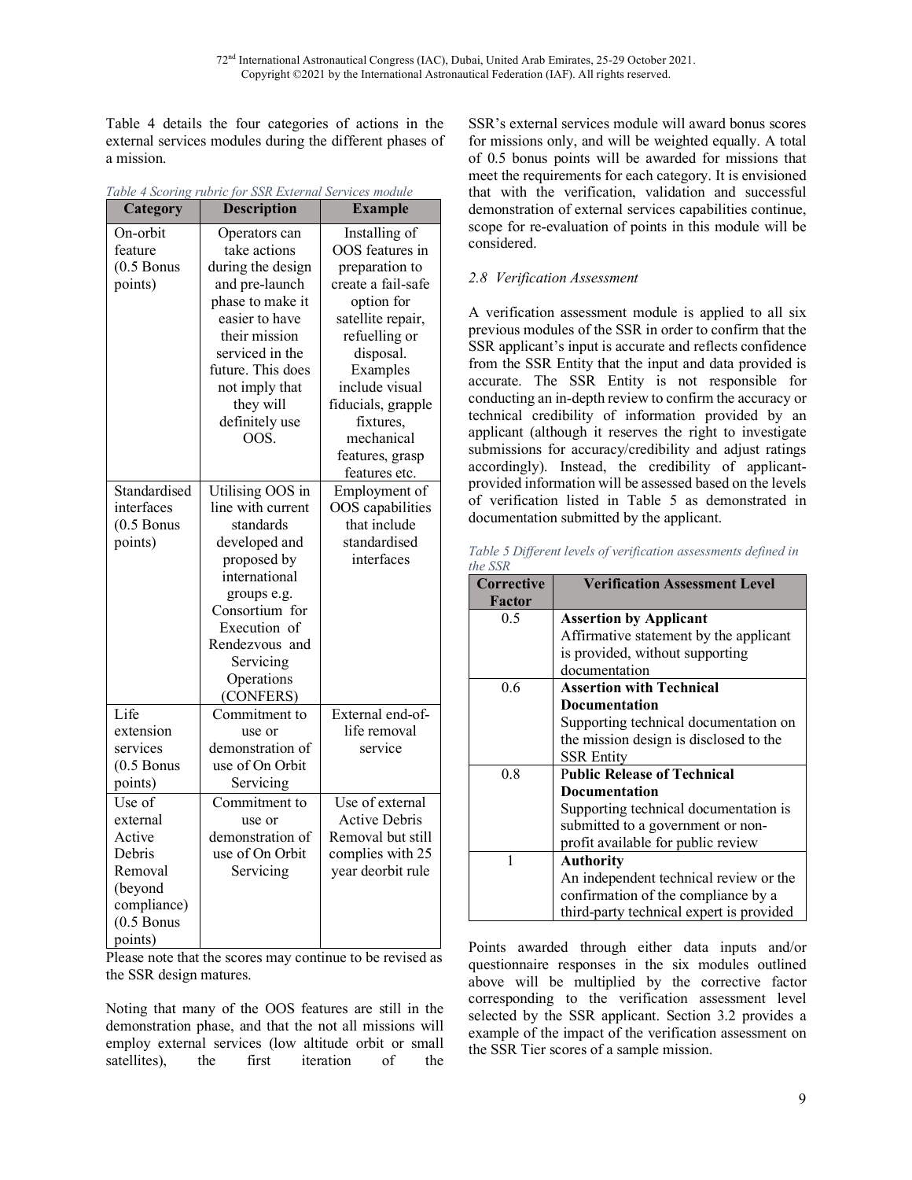Table 4 details the four categories of actions in the external services modules during the different phases of a mission.

*Table 4 Scoring rubric for SSR External Services module*

| Category | Description | Example |
|---|---|---|
| On-orbit feature (0.5 Bonus points) | Operators can take actions during the design and pre-launch phase to make it easier to have their mission serviced in the future. This does not imply that they will definitely use OOS. | Installing of OOS features in preparation to create a fail-safe option for satellite repair, refuelling or disposal. Examples include visual fiducials, grapple fixtures, mechanical features, grasp features etc. |
| Standardised interfaces (0.5 Bonus points) | Utilising OOS in line with current standards developed and proposed by international groups e.g. Consortium for Execution of Rendezvous and Servicing Operations (CONFERS) | Employment of OOS capabilities that include standardised interfaces |
| Life extension services (0.5 Bonus points) | Commitment to use or demonstration of use of On Orbit Servicing | External end-of-life removal service |
| Use of external Active Debris Removal (beyond compliance) (0.5 Bonus points) | Commitment to use or demonstration of use of On Orbit Servicing | Use of external Active Debris Removal but still complies with 25 year deorbit rule |

Please note that the scores may continue to be revised as the SSR design matures.

Noting that many of the OOS features are still in the demonstration phase, and that the not all missions will employ external services (low altitude orbit or small satellites), the first iteration of the SSR's external services module will award bonus scores for missions only, and will be weighted equally. A total of 0.5 bonus points will be awarded for missions that meet the requirements for each category. It is envisioned that with the verification, validation and successful demonstration of external services capabilities continue, scope for re-evaluation of points in this module will be considered.

### *2.8 Verification Assessment*

A verification assessment module is applied to all six previous modules of the SSR in order to confirm that the SSR applicant's input is accurate and reflects confidence from the SSR Entity that the input and data provided is accurate. The SSR Entity is not responsible for conducting an in-depth review to confirm the accuracy or technical credibility of information provided by an applicant (although it reserves the right to investigate submissions for accuracy/credibility and adjust ratings accordingly). Instead, the credibility of applicant-provided information will be assessed based on the levels of verification listed in Table 5 as demonstrated in documentation submitted by the applicant.

*Table 5 Different levels of verification assessments defined in the SSR*

| Corrective Factor | Verification Assessment Level |
|---|---|
| 0.5 | **Assertion by Applicant**<br>Affirmative statement by the applicant is provided, without supporting documentation |
| 0.6 | **Assertion with Technical Documentation**<br>Supporting technical documentation on the mission design is disclosed to the SSR Entity |
| 0.8 | **Public Release of Technical Documentation**<br>Supporting technical documentation is submitted to a government or non-profit available for public review |
| 1 | **Authority**<br>An independent technical review or the confirmation of the compliance by a third-party technical expert is provided |

Points awarded through either data inputs and/or questionnaire responses in the six modules outlined above will be multiplied by the corrective factor corresponding to the verification assessment level selected by the SSR applicant. Section 3.2 provides a example of the impact of the verification assessment on the SSR Tier scores of a sample mission.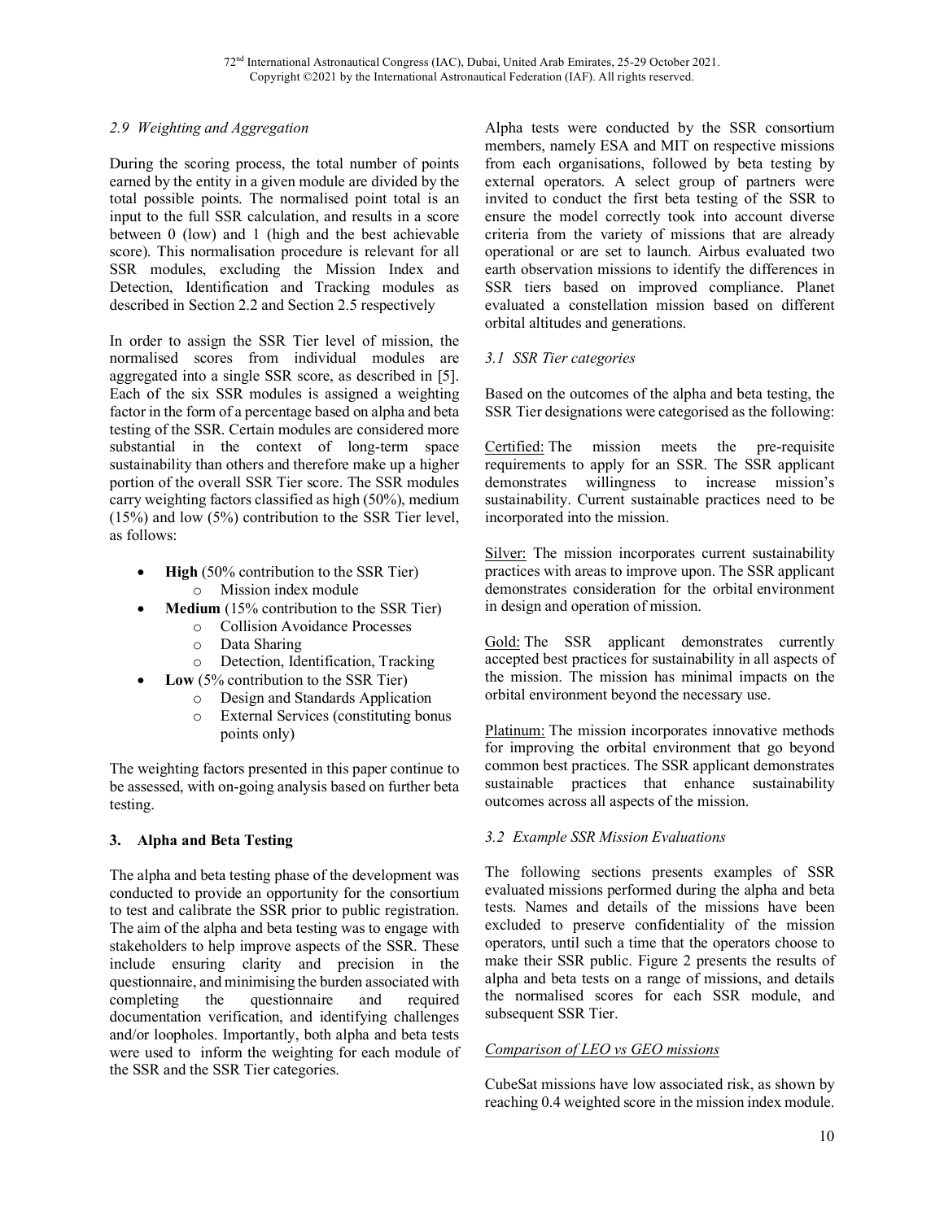### 2.9 Weighting and Aggregation

During the scoring process, the total number of points earned by the entity in a given module are divided by the total possible points. The normalised point total is an input to the full SSR calculation, and results in a score between 0 (low) and 1 (high and the best achievable score). This normalisation procedure is relevant for all SSR modules, excluding the Mission Index and Detection, Identification and Tracking modules as described in Section 2.2 and Section 2.5 respectively

In order to assign the SSR Tier level of mission, the normalised scores from individual modules are aggregated into a single SSR score, as described in [5]. Each of the six SSR modules is assigned a weighting factor in the form of a percentage based on alpha and beta testing of the SSR. Certain modules are considered more substantial in the context of long-term space sustainability than others and therefore make up a higher portion of the overall SSR Tier score. The SSR modules carry weighting factors classified as high (50%), medium (15%) and low (5%) contribution to the SSR Tier level, as follows:

- **High** (50% contribution to the SSR Tier)
  - Mission index module
- **Medium** (15% contribution to the SSR Tier)
  - Collision Avoidance Processes
  - Data Sharing
  - Detection, Identification, Tracking
- **Low** (5% contribution to the SSR Tier)
  - Design and Standards Application
  - External Services (constituting bonus points only)

The weighting factors presented in this paper continue to be assessed, with on-going analysis based on further beta testing.

## 3. Alpha and Beta Testing

The alpha and beta testing phase of the development was conducted to provide an opportunity for the consortium to test and calibrate the SSR prior to public registration. The aim of the alpha and beta testing was to engage with stakeholders to help improve aspects of the SSR. These include ensuring clarity and precision in the questionnaire, and minimising the burden associated with completing the questionnaire and required documentation verification, and identifying challenges and/or loopholes. Importantly, both alpha and beta tests were used to inform the weighting for each module of the SSR and the SSR Tier categories.

Alpha tests were conducted by the SSR consortium members, namely ESA and MIT on respective missions from each organisations, followed by beta testing by external operators. A select group of partners were invited to conduct the first beta testing of the SSR to ensure the model correctly took into account diverse criteria from the variety of missions that are already operational or are set to launch. Airbus evaluated two earth observation missions to identify the differences in SSR tiers based on improved compliance. Planet evaluated a constellation mission based on different orbital altitudes and generations.

### 3.1 SSR Tier categories

Based on the outcomes of the alpha and beta testing, the SSR Tier designations were categorised as the following:

Certified: The mission meets the pre-requisite requirements to apply for an SSR. The SSR applicant demonstrates willingness to increase mission's sustainability. Current sustainable practices need to be incorporated into the mission.

Silver: The mission incorporates current sustainability practices with areas to improve upon. The SSR applicant demonstrates consideration for the orbital environment in design and operation of mission.

Gold: The SSR applicant demonstrates currently accepted best practices for sustainability in all aspects of the mission. The mission has minimal impacts on the orbital environment beyond the necessary use.

Platinum: The mission incorporates innovative methods for improving the orbital environment that go beyond common best practices. The SSR applicant demonstrates sustainable practices that enhance sustainability outcomes across all aspects of the mission.

### 3.2 Example SSR Mission Evaluations

The following sections presents examples of SSR evaluated missions performed during the alpha and beta tests. Names and details of the missions have been excluded to preserve confidentiality of the mission operators, until such a time that the operators choose to make their SSR public. Figure 2 presents the results of alpha and beta tests on a range of missions, and details the normalised scores for each SSR module, and subsequent SSR Tier.

Comparison of LEO vs GEO missions

CubeSat missions have low associated risk, as shown by reaching 0.4 weighted score in the mission index module.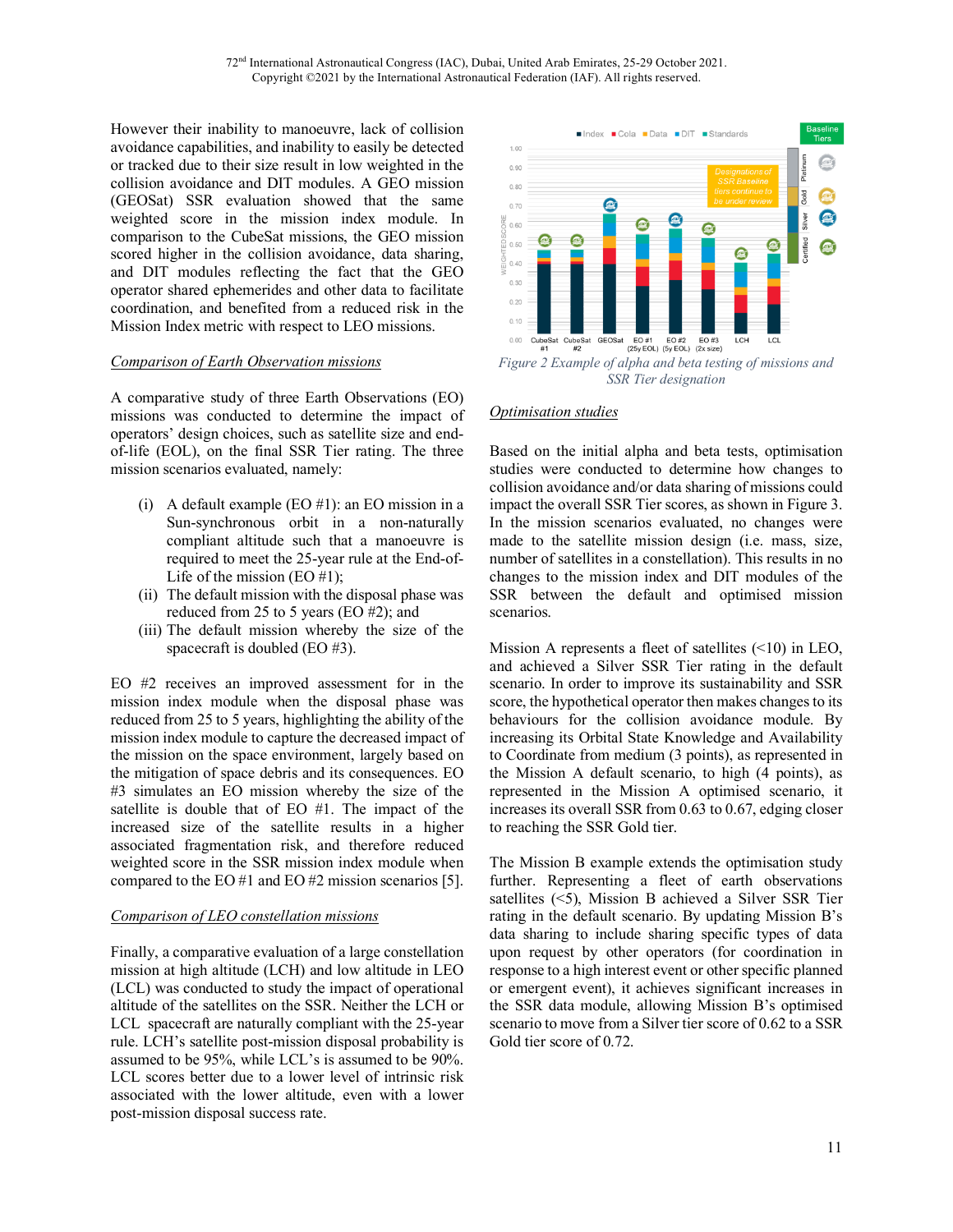However their inability to manoeuvre, lack of collision avoidance capabilities, and inability to easily be detected or tracked due to their size result in low weighted in the collision avoidance and DIT modules. A GEO mission (GEOSat) SSR evaluation showed that the same weighted score in the mission index module. In comparison to the CubeSat missions, the GEO mission scored higher in the collision avoidance, data sharing, and DIT modules reflecting the fact that the GEO operator shared ephemerides and other data to facilitate coordination, and benefited from a reduced risk in the Mission Index metric with respect to LEO missions.

*Comparison of Earth Observation missions*

A comparative study of three Earth Observations (EO) missions was conducted to determine the impact of operators' design choices, such as satellite size and end-of-life (EOL), on the final SSR Tier rating. The three mission scenarios evaluated, namely:

(i) A default example (EO #1): an EO mission in a Sun-synchronous orbit in a non-naturally compliant altitude such that a manoeuvre is required to meet the 25-year rule at the End-of-Life of the mission (EO #1);
(ii) The default mission with the disposal phase was reduced from 25 to 5 years (EO #2); and
(iii) The default mission whereby the size of the spacecraft is doubled (EO #3).

EO #2 receives an improved assessment for in the mission index module when the disposal phase was reduced from 25 to 5 years, highlighting the ability of the mission index module to capture the decreased impact of the mission on the space environment, largely based on the mitigation of space debris and its consequences. EO #3 simulates an EO mission whereby the size of the satellite is double that of EO #1. The impact of the increased size of the satellite results in a higher associated fragmentation risk, and therefore reduced weighted score in the SSR mission index module when compared to the EO #1 and EO #2 mission scenarios [5].

*Comparison of LEO constellation missions*

Finally, a comparative evaluation of a large constellation mission at high altitude (LCH) and low altitude in LEO (LCL) was conducted to study the impact of operational altitude of the satellites on the SSR. Neither the LCH or LCL spacecraft are naturally compliant with the 25-year rule. LCH's satellite post-mission disposal probability is assumed to be 95%, while LCL's is assumed to be 90%. LCL scores better due to a lower level of intrinsic risk associated with the lower altitude, even with a lower post-mission disposal success rate.

*Figure 2 Example of alpha and beta testing of missions and SSR Tier designation*

*Optimisation studies*

Based on the initial alpha and beta tests, optimisation studies were conducted to determine how changes to collision avoidance and/or data sharing of missions could impact the overall SSR Tier scores, as shown in Figure 3. In the mission scenarios evaluated, no changes were made to the satellite mission design (i.e. mass, size, number of satellites in a constellation). This results in no changes to the mission index and DIT modules of the SSR between the default and optimised mission scenarios.

Mission A represents a fleet of satellites (<10) in LEO, and achieved a Silver SSR Tier rating in the default scenario. In order to improve its sustainability and SSR score, the hypothetical operator then makes changes to its behaviours for the collision avoidance module. By increasing its Orbital State Knowledge and Availability to Coordinate from medium (3 points), as represented in the Mission A default scenario, to high (4 points), as represented in the Mission A optimised scenario, it increases its overall SSR from 0.63 to 0.67, edging closer to reaching the SSR Gold tier.

The Mission B example extends the optimisation study further. Representing a fleet of earth observations satellites (<5), Mission B achieved a Silver SSR Tier rating in the default scenario. By updating Mission B's data sharing to include sharing specific types of data upon request by other operators (for coordination in response to a high interest event or other specific planned or emergent event), it achieves significant increases in the SSR data module, allowing Mission B's optimised scenario to move from a Silver tier score of 0.62 to a SSR Gold tier score of 0.72.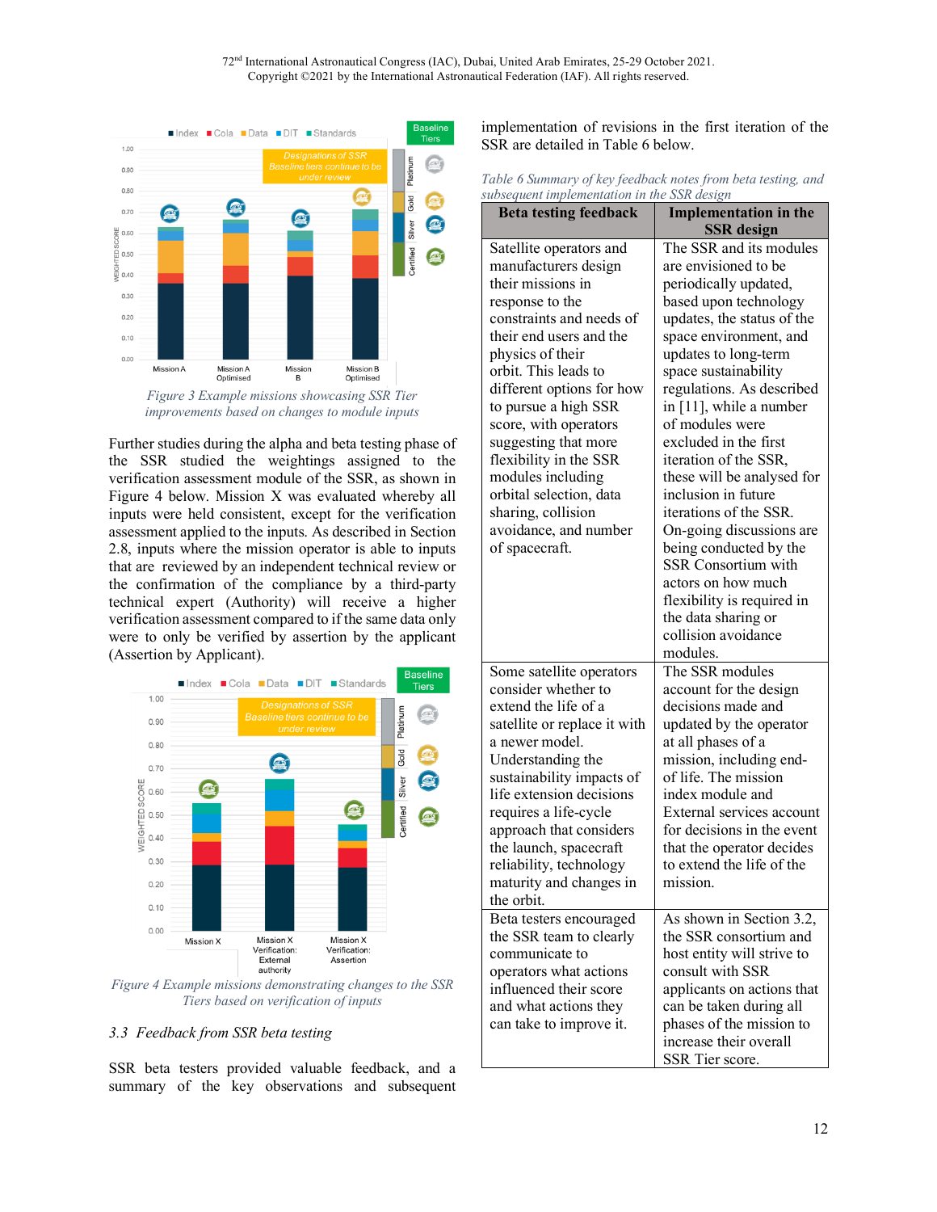Figure 3 Example missions showcasing SSR Tier improvements based on module inputs

Further studies during the alpha and beta testing phase of the SSR studied the weightings assigned to the verification assessment module of the SSR, as shown in Figure 4 below. Mission X was evaluated whereby all inputs were held consistent, except for the verification assessment applied to the inputs. As described in Section 2.8, inputs where the mission operator is able to inputs that are reviewed by an independent technical review or the confirmation of the compliance by a third-party technical expert (Authority) will receive a higher verification assessment compared to if the same data only were to only be verified by assertion by the applicant (Assertion by Applicant).

Figure 4 Example missions demonstrating changes to the SSR Tiers based on verification of inputs

### 3.3 Feedback from SSR beta testing

SSR beta testers provided valuable feedback, and a summary of the key observations and subsequent implementation of revisions in the first iteration of the SSR are detailed in Table 6 below.

*Table 6 Summary of key feedback notes from beta testing, and subsequent implementation in the SSR design*

| Beta testing feedback | Implementation in the SSR design |
|---|---|
| Satellite operators and manufacturers design their missions in response to the constraints and needs of their end users and the physics of their orbit. This leads to different options for how to pursue a high SSR score, with operators suggesting that more flexibility in the SSR modules including orbital selection, data sharing, collision avoidance, and number of spacecraft. | The SSR and its modules are envisioned to be periodically updated, based upon technology updates, the status of the space environment, and updates to long-term space sustainability regulations. As described in [11], while a number of modules were excluded in the first iteration of the SSR, these will be analysed for inclusion in future iterations of the SSR. On-going discussions are being conducted by the SSR Consortium with actors on how much flexibility is required in the data sharing or collision avoidance modules. |
| Some satellite operators consider whether to extend the life of a satellite or replace it with a newer model. Understanding the sustainability impacts of life extension decisions requires a life-cycle approach that considers the launch, spacecraft reliability, technology maturity and changes in the orbit. | The SSR modules account for the design decisions made and updated by the operator at all phases of a mission, including end-of life. The mission index module and External services account for decisions in the event that the operator decides to extend the life of the mission. |
| Beta testers encouraged the SSR team to clearly communicate to operators what actions influenced their score and what actions they can take to improve it. | As shown in Section 3.2, the SSR consortium and host entity will strive to consult with SSR applicants on actions that can be taken during all phases of the mission to increase their overall SSR Tier score. |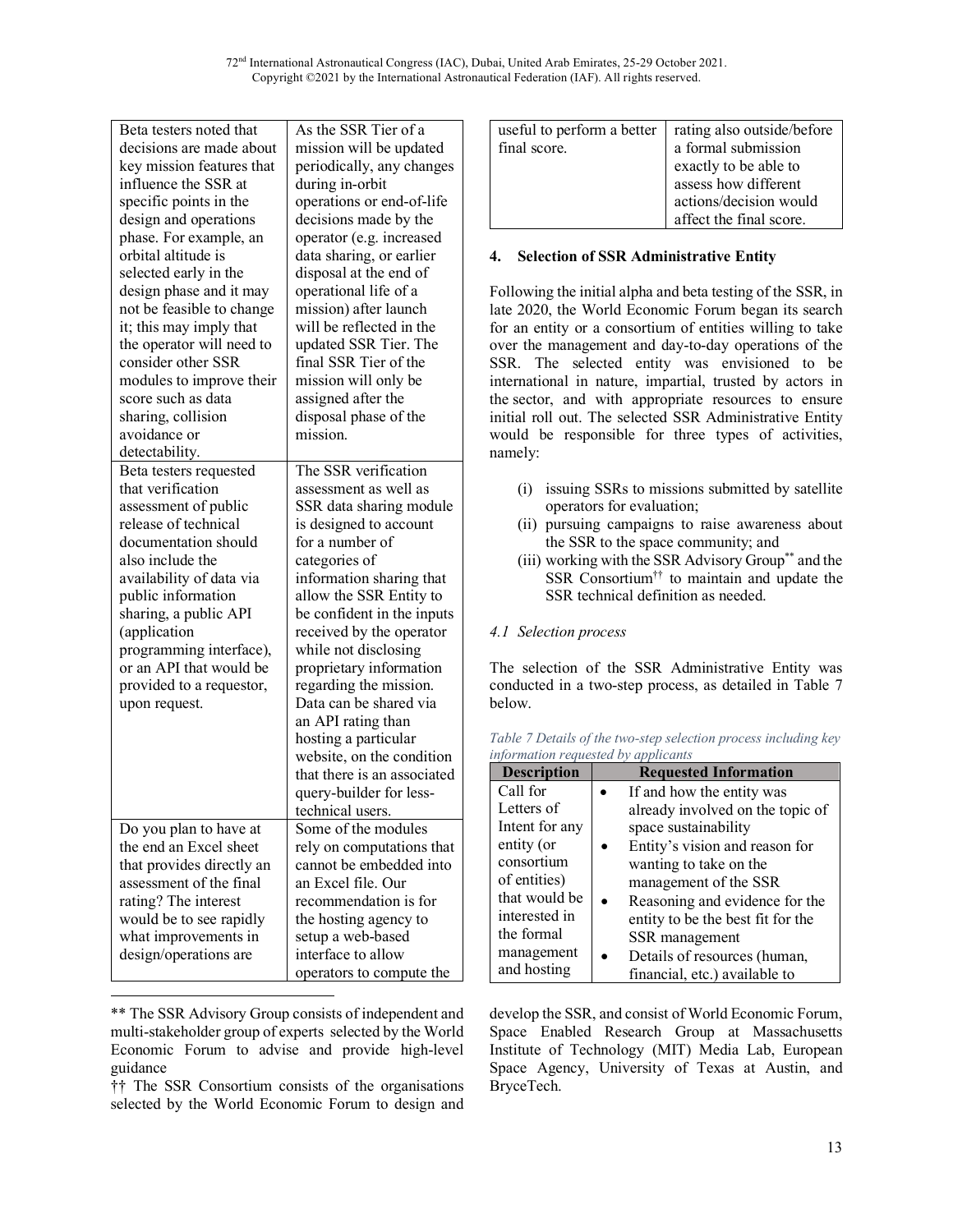| | |
|---|---|
| Beta testers noted that decisions are made about key mission features that influence the SSR at specific points in the design and operations phase. For example, an orbital altitude is selected early in the design phase and it may not be feasible to change it; this may imply that the operator will need to consider other SSR modules to improve their score such as data sharing, collision avoidance or detectability. | As the SSR Tier of a mission will be updated periodically, any changes during in-orbit operations or end-of-life decisions made by the operator (e.g. increased data sharing, or earlier disposal at the end of operational life of a mission) after launch will be reflected in the updated SSR Tier. The final SSR Tier of the mission will only be assigned after the disposal phase of the mission. |
| Beta testers requested that verification assessment of public release of technical documentation should also include the availability of data via public information sharing, a public API (application programming interface), or an API that would be provided to a requestor, upon request. | The SSR verification assessment as well as SSR data sharing module is designed to account for a number of categories of information sharing that allow the SSR Entity to be confident in the inputs received by the operator while not disclosing proprietary information regarding the mission. Data can be shared via an API rating than hosting a particular website, on the condition that there is an associated query-builder for less-technical users. |
| Do you plan to have at the end an Excel sheet that provides directly an assessment of the final rating? The interest would be to see rapidly what improvements in design/operations are useful to perform a better final score. | Some of the modules rely on computations that cannot be embedded into an Excel file. Our recommendation is for the hosting agency to setup a web-based interface to allow operators to compute the rating also outside/before a formal submission exactly to be able to assess how different actions/decision would affect the final score. |

## 4. Selection of SSR Administrative Entity

Following the initial alpha and beta testing of the SSR, in late 2020, the World Economic Forum began its search for an entity or a consortium of entities willing to take over the management and day-to-day operations of the SSR. The selected entity was envisioned to be international in nature, impartial, trusted by actors in the sector, and with appropriate resources to ensure initial roll out. The selected SSR Administrative Entity would be responsible for three types of activities, namely:

(i) issuing SSRs to missions submitted by satellite operators for evaluation;
(ii) pursuing campaigns to raise awareness about the SSR to the space community; and
(iii) working with the SSR Advisory Group** and the SSR Consortium†† to maintain and update the SSR technical definition as needed.

### 4.1 Selection process

The selection of the SSR Administrative Entity was conducted in a two-step process, as detailed in Table 7 below.

*Table 7 Details of the two-step selection process including key information requested by applicants*

| Description | Requested Information |
|---|---|
| Call for Letters of Intent for any entity (or consortium of entities) that would be interested in the formal management and hosting | • If and how the entity was already involved on the topic of space sustainability<br>• Entity's vision and reason for wanting to take on the management of the SSR<br>• Reasoning and evidence for the entity to be the best fit for the SSR management<br>• Details of resources (human, financial, etc.) available to |

** The SSR Advisory Group consists of independent and multi-stakeholder group of experts selected by the World Economic Forum to advise and provide high-level guidance

†† The SSR Consortium consists of the organisations selected by the World Economic Forum to design and develop the SSR, and consist of World Economic Forum, Space Enabled Research Group at Massachusetts Institute of Technology (MIT) Media Lab, European Space Agency, University of Texas at Austin, and BryceTech.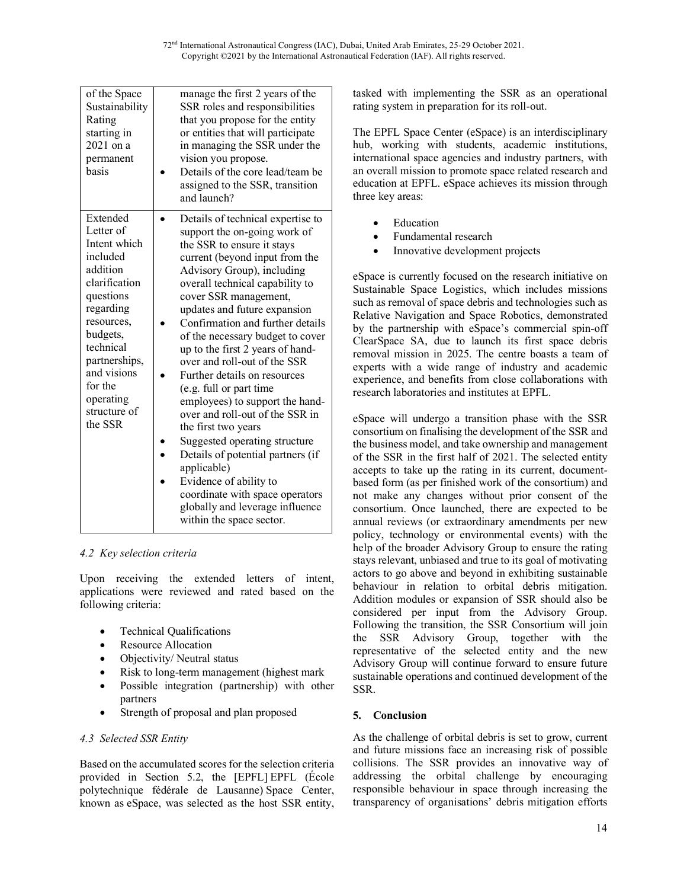| of the Space Sustainability Rating starting in 2021 on a permanent basis | manage the first 2 years of the SSR roles and responsibilities that you propose for the entity or entities that will participate in managing the SSR under the vision you propose.<br>• Details of the core lead/team be assigned to the SSR, transition and launch? |
|---|---|
| Extended Letter of Intent which included addition clarification questions regarding resources, budgets, technical partnerships, and visions for the operating structure of the SSR | • Details of technical expertise to support the on-going work of the SSR to ensure it stays current (beyond input from the Advisory Group), including overall technical capability to cover SSR management, updates and future expansion<br>• Confirmation and further details of the necessary budget to cover up to the first 2 years of hand-over and roll-out of the SSR<br>• Further details on resources (e.g. full or part time employees) to support the hand-over and roll-out of the SSR in the first two years<br>• Suggested operating structure<br>• Details of potential partners (if applicable)<br>• Evidence of ability to coordinate with space operators globally and leverage influence within the space sector. |

### *4.2 Key selection criteria*

Upon receiving the extended letters of intent, applications were reviewed and rated based on the following criteria:

- Technical Qualifications
- Resource Allocation
- Objectivity/ Neutral status
- Risk to long-term management (highest mark
- Possible integration (partnership) with other partners
- Strength of proposal and plan proposed

### *4.3 Selected SSR Entity*

Based on the accumulated scores for the selection criteria provided in Section 5.2, the [EPFL] EPFL (École polytechnique fédérale de Lausanne) Space Center, known as eSpace, was selected as the host SSR entity, tasked with implementing the SSR as an operational rating system in preparation for its roll-out.

The EPFL Space Center (eSpace) is an interdisciplinary hub, working with students, academic institutions, international space agencies and industry partners, with an overall mission to promote space related research and education at EPFL. eSpace achieves its mission through three key areas:

- Education
- Fundamental research
- Innovative development projects

eSpace is currently focused on the research initiative on Sustainable Space Logistics, which includes missions such as removal of space debris and technologies such as Relative Navigation and Space Robotics, demonstrated by the partnership with eSpace's commercial spin-off ClearSpace SA, due to launch its first space debris removal mission in 2025. The centre boasts a team of experts with a wide range of industry and academic experience, and benefits from close collaborations with research laboratories and institutes at EPFL.

eSpace will undergo a transition phase with the SSR consortium on finalising the development of the SSR and the business model, and take ownership and management of the SSR in the first half of 2021. The selected entity accepts to take up the rating in its current, document-based form (as per finished work of the consortium) and not make any changes without prior consent of the consortium. Once launched, there are expected to be annual reviews (or extraordinary amendments per new policy, technology or environmental events) with the help of the broader Advisory Group to ensure the rating stays relevant, unbiased and true to its goal of motivating actors to go above and beyond in exhibiting sustainable behaviour in relation to orbital debris mitigation. Addition modules or expansion of SSR should also be considered per input from the Advisory Group. Following the transition, the SSR Consortium will join the SSR Advisory Group, together with the representative of the selected entity and the new Advisory Group will continue forward to ensure future sustainable operations and continued development of the SSR.

## 5. Conclusion

As the challenge of orbital debris is set to grow, current and future missions face an increasing risk of possible collisions. The SSR provides an innovative way of addressing the orbital challenge by encouraging responsible behaviour in space through increasing the transparency of organisations' debris mitigation efforts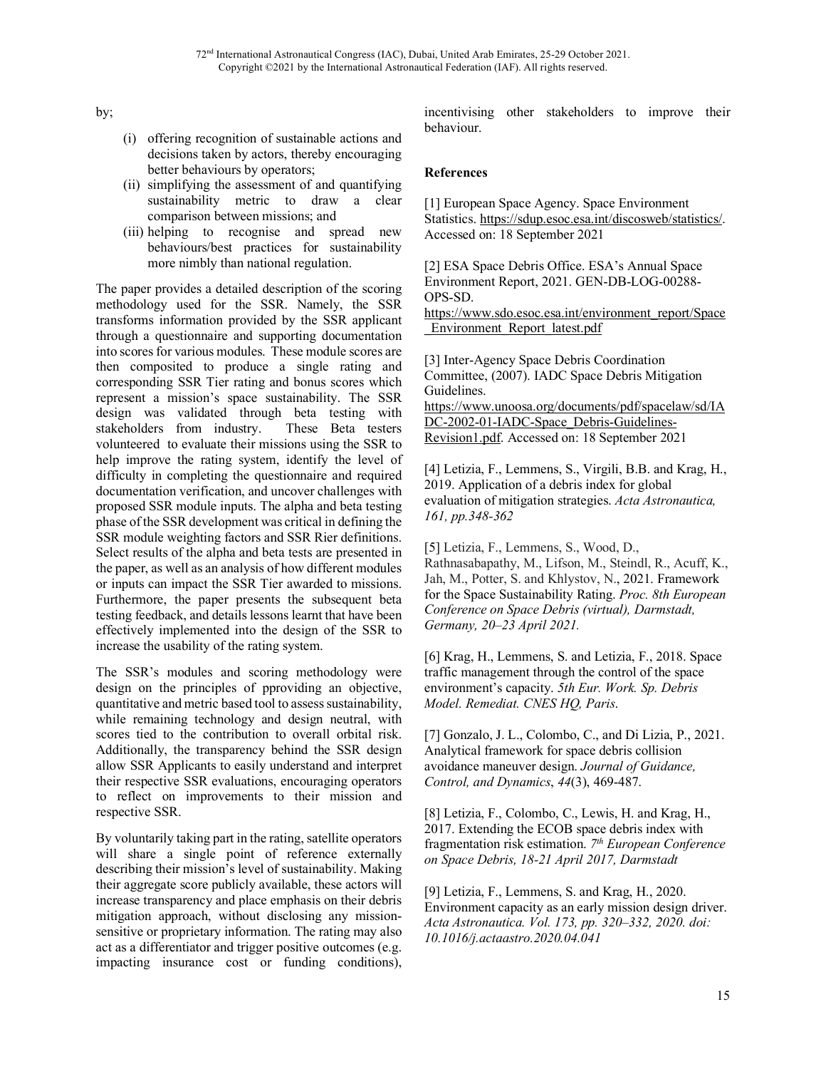by;

- (i) offering recognition of sustainable actions and decisions taken by actors, thereby encouraging better behaviours by operators;
- (ii) simplifying the assessment of and quantifying sustainability metric to draw a clear comparison between missions; and
- (iii) helping to recognise and spread new behaviours/best practices for sustainability more nimbly than national regulation.

The paper provides a detailed description of the scoring methodology used for the SSR. Namely, the SSR transforms information provided by the SSR applicant through a questionnaire and supporting documentation into scores for various modules. These module scores are then composited to produce a single rating and corresponding SSR Tier rating and bonus scores which represent a mission's space sustainability. The SSR design was validated through beta testing with stakeholders from industry. These Beta testers volunteered to evaluate their missions using the SSR to help improve the rating system, identify the level of difficulty in completing the questionnaire and required documentation verification, and uncover challenges with proposed SSR module inputs. The alpha and beta testing phase of the SSR development was critical in defining the SSR module weighting factors and SSR Rier definitions. Select results of the alpha and beta tests are presented in the paper, as well as an analysis of how different modules or inputs can impact the SSR Tier awarded to missions. Furthermore, the paper presents the subsequent beta testing feedback, and details lessons learnt that have been effectively implemented into the design of the SSR to increase the usability of the rating system.

The SSR's modules and scoring methodology were design on the principles of pproviding an objective, quantitative and metric based tool to assess sustainability, while remaining technology and design neutral, with scores tied to the contribution to overall orbital risk. Additionally, the transparency behind the SSR design allow SSR Applicants to easily understand and interpret their respective SSR evaluations, encouraging operators to reflect on improvements to their mission and respective SSR.

By voluntarily taking part in the rating, satellite operators will share a single point of reference externally describing their mission's level of sustainability. Making their aggregate score publicly available, these actors will increase transparency and place emphasis on their debris mitigation approach, without disclosing any mission-sensitive or proprietary information. The rating may also act as a differentiator and trigger positive outcomes (e.g. impacting insurance cost or funding conditions), incentivising other stakeholders to improve their behaviour.

**References**

[1] European Space Agency. Space Environment Statistics. https://sdup.esoc.esa.int/discosweb/statistics/. Accessed on: 18 September 2021

[2] ESA Space Debris Office. ESA's Annual Space Environment Report, 2021. GEN-DB-LOG-00288-OPS-SD. https://www.sdo.esoc.esa.int/environment_report/Space_Environment_Report_latest.pdf

[3] Inter-Agency Space Debris Coordination Committee, (2007). IADC Space Debris Mitigation Guidelines. https://www.unoosa.org/documents/pdf/spacelaw/sd/IADC-2002-01-IADC-Space_Debris-Guidelines-Revision1.pdf. Accessed on: 18 September 2021

[4] Letizia, F., Lemmens, S., Virgili, B.B. and Krag, H., 2019. Application of a debris index for global evaluation of mitigation strategies. *Acta Astronautica, 161, pp.348-362*

[5] Letizia, F., Lemmens, S., Wood, D., Rathnasabapathy, M., Lifson, M., Steindl, R., Acuff, K., Jah, M., Potter, S. and Khlystov, N., 2021. Framework for the Space Sustainability Rating. *Proc. 8th European Conference on Space Debris (virtual), Darmstadt, Germany, 20–23 April 2021.*

[6] Krag, H., Lemmens, S. and Letizia, F., 2018. Space traffic management through the control of the space environment's capacity. *5th Eur. Work. Sp. Debris Model. Remediat. CNES HQ, Paris.*

[7] Gonzalo, J. L., Colombo, C., and Di Lizia, P., 2021. Analytical framework for space debris collision avoidance maneuver design. *Journal of Guidance, Control, and Dynamics*, *44*(3), 469-487.

[8] Letizia, F., Colombo, C., Lewis, H. and Krag, H., 2017. Extending the ECOB space debris index with fragmentation risk estimation. *7th European Conference on Space Debris, 18-21 April 2017, Darmstadt*

[9] Letizia, F., Lemmens, S. and Krag, H., 2020. Environment capacity as an early mission design driver. *Acta Astronautica. Vol. 173, pp. 320–332, 2020. doi: 10.1016/j.actaastro.2020.04.041*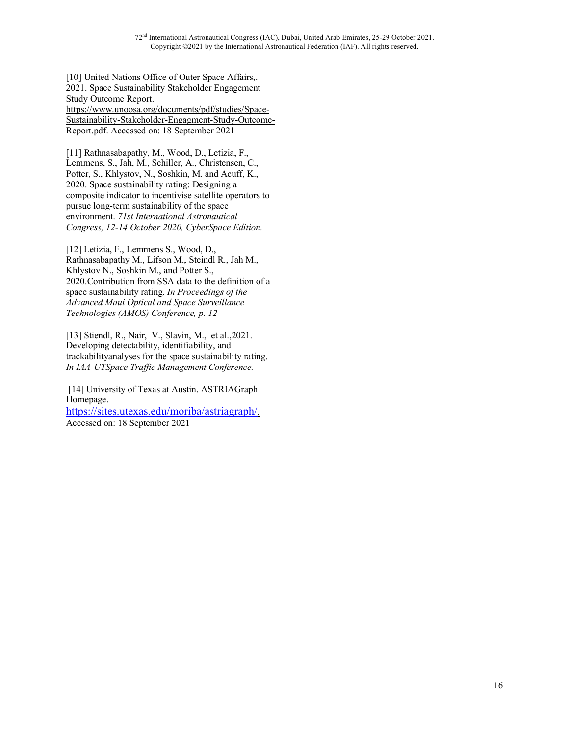[10] United Nations Office of Outer Space Affairs,. 2021. Space Sustainability Stakeholder Engagement Study Outcome Report. https://www.unoosa.org/documents/pdf/studies/Space-Sustainability-Stakeholder-Engagment-Study-Outcome-Report.pdf. Accessed on: 18 September 2021

[11] Rathnasabapathy, M., Wood, D., Letizia, F., Lemmens, S., Jah, M., Schiller, A., Christensen, C., Potter, S., Khlystov, N., Soshkin, M. and Acuff, K., 2020. Space sustainability rating: Designing a composite indicator to incentivise satellite operators to pursue long-term sustainability of the space environment. *71st International Astronautical Congress, 12-14 October 2020, CyberSpace Edition.*

[12] Letizia, F., Lemmens S., Wood, D., Rathnasabapathy M., Lifson M., Steindl R., Jah M., Khlystov N., Soshkin M., and Potter S., 2020.Contribution from SSA data to the definition of a space sustainability rating. *In Proceedings of the Advanced Maui Optical and Space Surveillance Technologies (AMOS) Conference, p. 12*

[13] Stiendl, R., Nair, V., Slavin, M., et al.,2021. Developing detectability, identifiability, and trackabilityanalyses for the space sustainability rating. *In IAA-UTSpace Traffic Management Conference.*

[14] University of Texas at Austin. ASTRIAGraph Homepage. https://sites.utexas.edu/moriba/astriagraph/. Accessed on: 18 September 2021